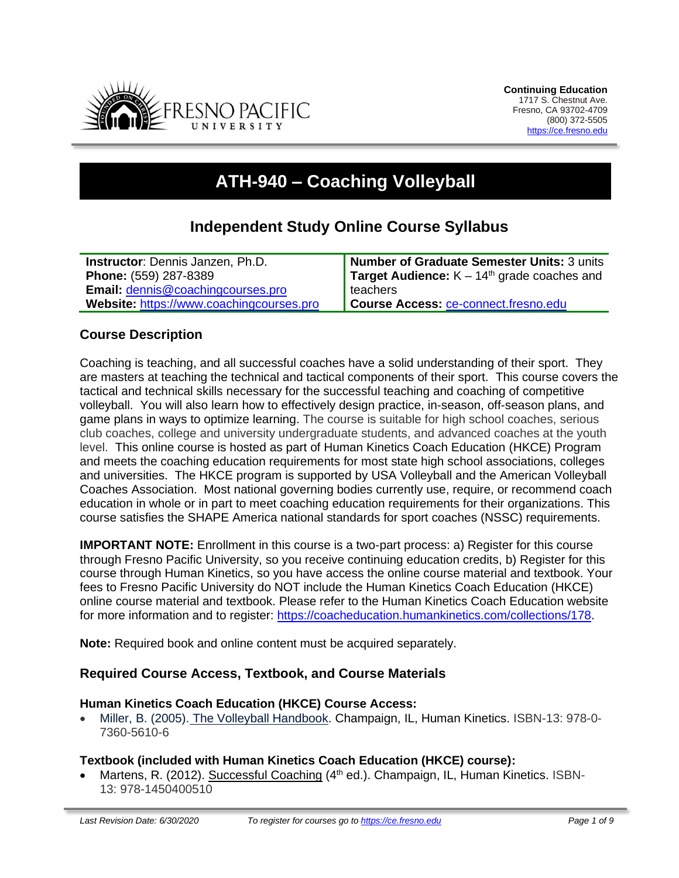**Continuing Education**
1717 S. Chestnut Ave.
Fresno, CA 93702-4709
(800) 372-5505
https://ce.fresno.edu

# ATH-940 – Coaching Volleyball

## Independent Study Online Course Syllabus

| | |
|---|---|
| **Instructor**: Dennis Janzen, Ph.D.<br>**Phone:** (559) 287-8389<br>**Email:** dennis@coachingcourses.pro<br>**Website:** https://www.coachingcourses.pro | **Number of Graduate Semester Units:** 3 units<br>**Target Audience:** K – 14th grade coaches and teachers<br>**Course Access:** ce-connect.fresno.edu |

### Course Description

Coaching is teaching, and all successful coaches have a solid understanding of their sport. They are masters at teaching the technical and tactical components of their sport. This course covers the tactical and technical skills necessary for the successful teaching and coaching of competitive volleyball. You will also learn how to effectively design practice, in-season, off-season plans, and game plans in ways to optimize learning. The course is suitable for high school coaches, serious club coaches, college and university undergraduate students, and advanced coaches at the youth level. This online course is hosted as part of Human Kinetics Coach Education (HKCE) Program and meets the coaching education requirements for most state high school associations, colleges and universities. The HKCE program is supported by USA Volleyball and the American Volleyball Coaches Association. Most national governing bodies currently use, require, or recommend coach education in whole or in part to meet coaching education requirements for their organizations. This course satisfies the SHAPE America national standards for sport coaches (NSSC) requirements.

**IMPORTANT NOTE:** Enrollment in this course is a two-part process: a) Register for this course through Fresno Pacific University, so you receive continuing education credits, b) Register for this course through Human Kinetics, so you have access the online course material and textbook. Your fees to Fresno Pacific University do NOT include the Human Kinetics Coach Education (HKCE) online course material and textbook. Please refer to the Human Kinetics Coach Education website for more information and to register: https://coacheducation.humankinetics.com/collections/178.

**Note:** Required book and online content must be acquired separately.

### Required Course Access, Textbook, and Course Materials

**Human Kinetics Coach Education (HKCE) Course Access:**

- Miller, B. (2005). The Volleyball Handbook. Champaign, IL, Human Kinetics. ISBN-13: 978-0-7360-5610-6

**Textbook (included with Human Kinetics Coach Education (HKCE) course):**

- Martens, R. (2012). Successful Coaching (4th ed.). Champaign, IL, Human Kinetics. ISBN-13: 978-1450400510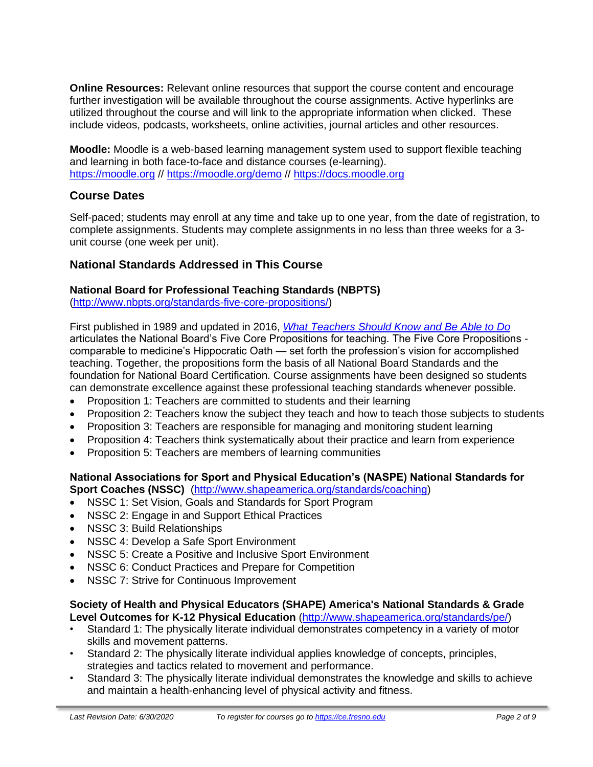**Online Resources:** Relevant online resources that support the course content and encourage further investigation will be available throughout the course assignments. Active hyperlinks are utilized throughout the course and will link to the appropriate information when clicked. These include videos, podcasts, worksheets, online activities, journal articles and other resources.

**Moodle:** Moodle is a web-based learning management system used to support flexible teaching and learning in both face-to-face and distance courses (e-learning).
https://moodle.org // https://moodle.org/demo // https://docs.moodle.org

## Course Dates

Self-paced; students may enroll at any time and take up to one year, from the date of registration, to complete assignments. Students may complete assignments in no less than three weeks for a 3-unit course (one week per unit).

## National Standards Addressed in This Course

### National Board for Professional Teaching Standards (NBPTS)

(http://www.nbpts.org/standards-five-core-propositions/)

First published in 1989 and updated in 2016, *What Teachers Should Know and Be Able to Do* articulates the National Board's Five Core Propositions for teaching. The Five Core Propositions - comparable to medicine's Hippocratic Oath — set forth the profession's vision for accomplished teaching. Together, the propositions form the basis of all National Board Standards and the foundation for National Board Certification. Course assignments have been designed so students can demonstrate excellence against these professional teaching standards whenever possible.

- Proposition 1: Teachers are committed to students and their learning
- Proposition 2: Teachers know the subject they teach and how to teach those subjects to students
- Proposition 3: Teachers are responsible for managing and monitoring student learning
- Proposition 4: Teachers think systematically about their practice and learn from experience
- Proposition 5: Teachers are members of learning communities

### National Associations for Sport and Physical Education's (NASPE) National Standards for Sport Coaches (NSSC) (http://www.shapeamerica.org/standards/coaching)

- NSSC 1: Set Vision, Goals and Standards for Sport Program
- NSSC 2: Engage in and Support Ethical Practices
- NSSC 3: Build Relationships
- NSSC 4: Develop a Safe Sport Environment
- NSSC 5: Create a Positive and Inclusive Sport Environment
- NSSC 6: Conduct Practices and Prepare for Competition
- NSSC 7: Strive for Continuous Improvement

### Society of Health and Physical Educators (SHAPE) America's National Standards & Grade Level Outcomes for K-12 Physical Education (http://www.shapeamerica.org/standards/pe/)

- Standard 1: The physically literate individual demonstrates competency in a variety of motor skills and movement patterns.
- Standard 2: The physically literate individual applies knowledge of concepts, principles, strategies and tactics related to movement and performance.
- Standard 3: The physically literate individual demonstrates the knowledge and skills to achieve and maintain a health-enhancing level of physical activity and fitness.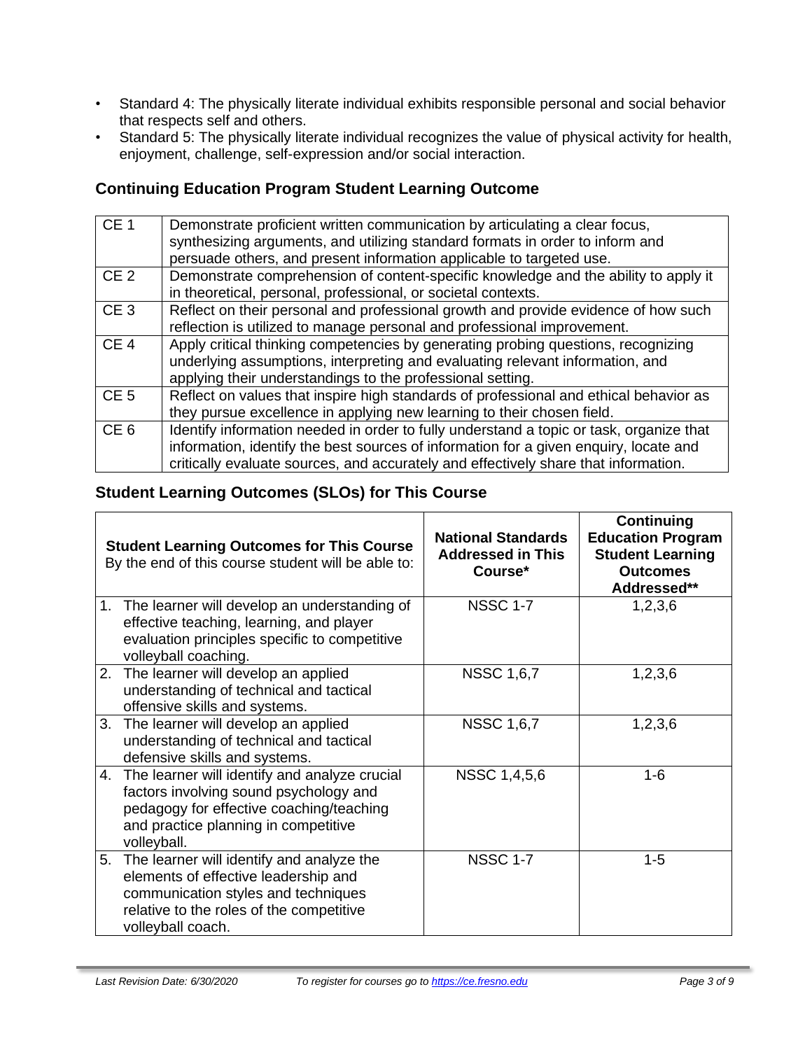- Standard 4: The physically literate individual exhibits responsible personal and social behavior that respects self and others.
- Standard 5: The physically literate individual recognizes the value of physical activity for health, enjoyment, challenge, self-expression and/or social interaction.

### Continuing Education Program Student Learning Outcome

| | |
|---|---|
| CE 1 | Demonstrate proficient written communication by articulating a clear focus, synthesizing arguments, and utilizing standard formats in order to inform and persuade others, and present information applicable to targeted use. |
| CE 2 | Demonstrate comprehension of content-specific knowledge and the ability to apply it in theoretical, personal, professional, or societal contexts. |
| CE 3 | Reflect on their personal and professional growth and provide evidence of how such reflection is utilized to manage personal and professional improvement. |
| CE 4 | Apply critical thinking competencies by generating probing questions, recognizing underlying assumptions, interpreting and evaluating relevant information, and applying their understandings to the professional setting. |
| CE 5 | Reflect on values that inspire high standards of professional and ethical behavior as they pursue excellence in applying new learning to their chosen field. |
| CE 6 | Identify information needed in order to fully understand a topic or task, organize that information, identify the best sources of information for a given enquiry, locate and critically evaluate sources, and accurately and effectively share that information. |

### Student Learning Outcomes (SLOs) for This Course

| **Student Learning Outcomes for This Course** By the end of this course student will be able to: | **National Standards Addressed in This Course*** | **Continuing Education Program Student Learning Outcomes Addressed**** |
|---|---|---|
| 1. The learner will develop an understanding of effective teaching, learning, and player evaluation principles specific to competitive volleyball coaching. | NSSC 1-7 | 1,2,3,6 |
| 2. The learner will develop an applied understanding of technical and tactical offensive skills and systems. | NSSC 1,6,7 | 1,2,3,6 |
| 3. The learner will develop an applied understanding of technical and tactical defensive skills and systems. | NSSC 1,6,7 | 1,2,3,6 |
| 4. The learner will identify and analyze crucial factors involving sound psychology and pedagogy for effective coaching/teaching and practice planning in competitive volleyball. | NSSC 1,4,5,6 | 1-6 |
| 5. The learner will identify and analyze the elements of effective leadership and communication styles and techniques relative to the roles of the competitive volleyball coach. | NSSC 1-7 | 1-5 |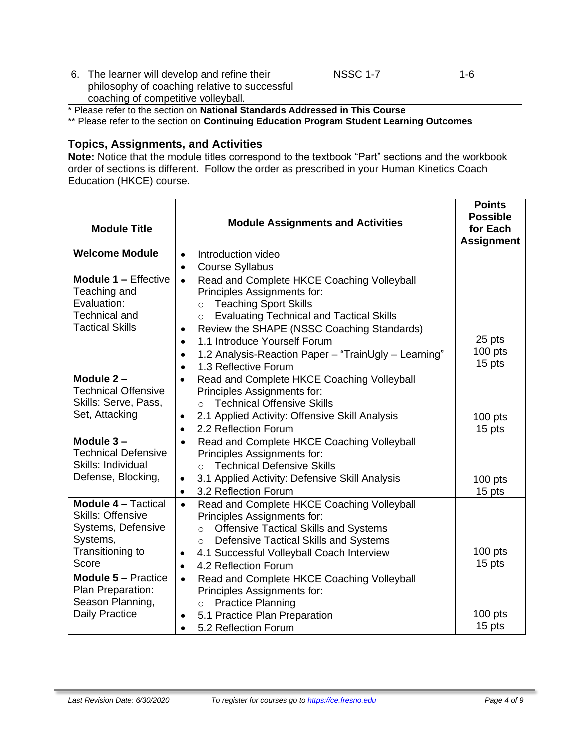| 6. The learner will develop and refine their philosophy of coaching relative to successful coaching of competitive volleyball. | NSSC 1-7 | 1-6 |
|---|---|---|

\* Please refer to the section on **National Standards Addressed in This Course**

\*\* Please refer to the section on **Continuing Education Program Student Learning Outcomes**

## Topics, Assignments, and Activities

**Note:** Notice that the module titles correspond to the textbook "Part" sections and the workbook order of sections is different. Follow the order as prescribed in your Human Kinetics Coach Education (HKCE) course.

| Module Title | Module Assignments and Activities | Points Possible for Each Assignment |
|---|---|---|
| **Welcome Module** | • Introduction video<br>• Course Syllabus | |
| **Module 1 –** Effective Teaching and Evaluation: Technical and Tactical Skills | • Read and Complete HKCE Coaching Volleyball Principles Assignments for:<br>  ○ Teaching Sport Skills<br>  ○ Evaluating Technical and Tactical Skills<br>• Review the SHAPE (NSSC Coaching Standards)<br>• 1.1 Introduce Yourself Forum<br>• 1.2 Analysis-Reaction Paper – "TrainUgly – Learning"<br>• 1.3 Reflective Forum | 25 pts<br>100 pts<br>15 pts |
| **Module 2 –** Technical Offensive Skills: Serve, Pass, Set, Attacking | • Read and Complete HKCE Coaching Volleyball Principles Assignments for:<br>  ○ Technical Offensive Skills<br>• 2.1 Applied Activity: Offensive Skill Analysis<br>• 2.2 Reflection Forum | 100 pts<br>15 pts |
| **Module 3 –** Technical Defensive Skills: Individual Defense, Blocking, | • Read and Complete HKCE Coaching Volleyball Principles Assignments for:<br>  ○ Technical Defensive Skills<br>• 3.1 Applied Activity: Defensive Skill Analysis<br>• 3.2 Reflection Forum | 100 pts<br>15 pts |
| **Module 4 –** Tactical Skills: Offensive Systems, Defensive Systems, Transitioning to Score | • Read and Complete HKCE Coaching Volleyball Principles Assignments for:<br>  ○ Offensive Tactical Skills and Systems<br>  ○ Defensive Tactical Skills and Systems<br>• 4.1 Successful Volleyball Coach Interview<br>• 4.2 Reflection Forum | 100 pts<br>15 pts |
| **Module 5 –** Practice Plan Preparation: Season Planning, Daily Practice | • Read and Complete HKCE Coaching Volleyball Principles Assignments for:<br>  ○ Practice Planning<br>• 5.1 Practice Plan Preparation<br>• 5.2 Reflection Forum | 100 pts<br>15 pts |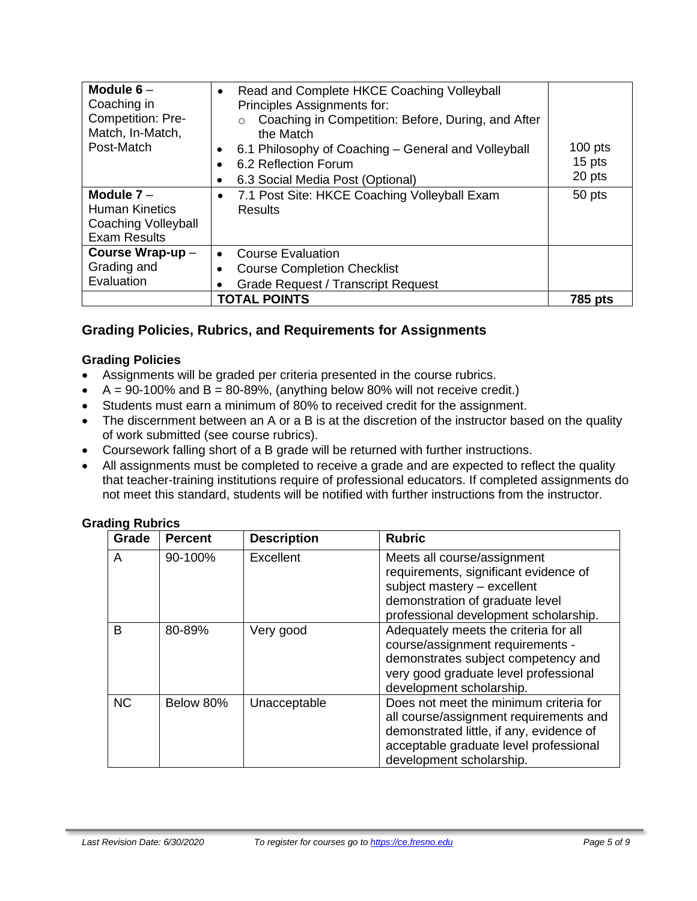| | | |
|---|---|---|
| **Module 6** – Coaching in Competition: Pre-Match, In-Match, Post-Match | • Read and Complete HKCE Coaching Volleyball Principles Assignments for:<br>○ Coaching in Competition: Before, During, and After the Match<br>• 6.1 Philosophy of Coaching – General and Volleyball<br>• 6.2 Reflection Forum<br>• 6.3 Social Media Post (Optional) | <br><br><br>100 pts<br>15 pts<br>20 pts |
| **Module 7** – Human Kinetics Coaching Volleyball Exam Results | • 7.1 Post Site: HKCE Coaching Volleyball Exam Results | 50 pts |
| **Course Wrap-up** – Grading and Evaluation | • Course Evaluation<br>• Course Completion Checklist<br>• Grade Request / Transcript Request | |
| | **TOTAL POINTS** | **785 pts** |

## Grading Policies, Rubrics, and Requirements for Assignments

### Grading Policies

- Assignments will be graded per criteria presented in the course rubrics.
- A = 90-100% and B = 80-89%, (anything below 80% will not receive credit.)
- Students must earn a minimum of 80% to received credit for the assignment.
- The discernment between an A or a B is at the discretion of the instructor based on the quality of work submitted (see course rubrics).
- Coursework falling short of a B grade will be returned with further instructions.
- All assignments must be completed to receive a grade and are expected to reflect the quality that teacher-training institutions require of professional educators. If completed assignments do not meet this standard, students will be notified with further instructions from the instructor.

### Grading Rubrics

| Grade | Percent | Description | Rubric |
|---|---|---|---|
| A | 90-100% | Excellent | Meets all course/assignment requirements, significant evidence of subject mastery – excellent demonstration of graduate level professional development scholarship. |
| B | 80-89% | Very good | Adequately meets the criteria for all course/assignment requirements - demonstrates subject competency and very good graduate level professional development scholarship. |
| NC | Below 80% | Unacceptable | Does not meet the minimum criteria for all course/assignment requirements and demonstrated little, if any, evidence of acceptable graduate level professional development scholarship. |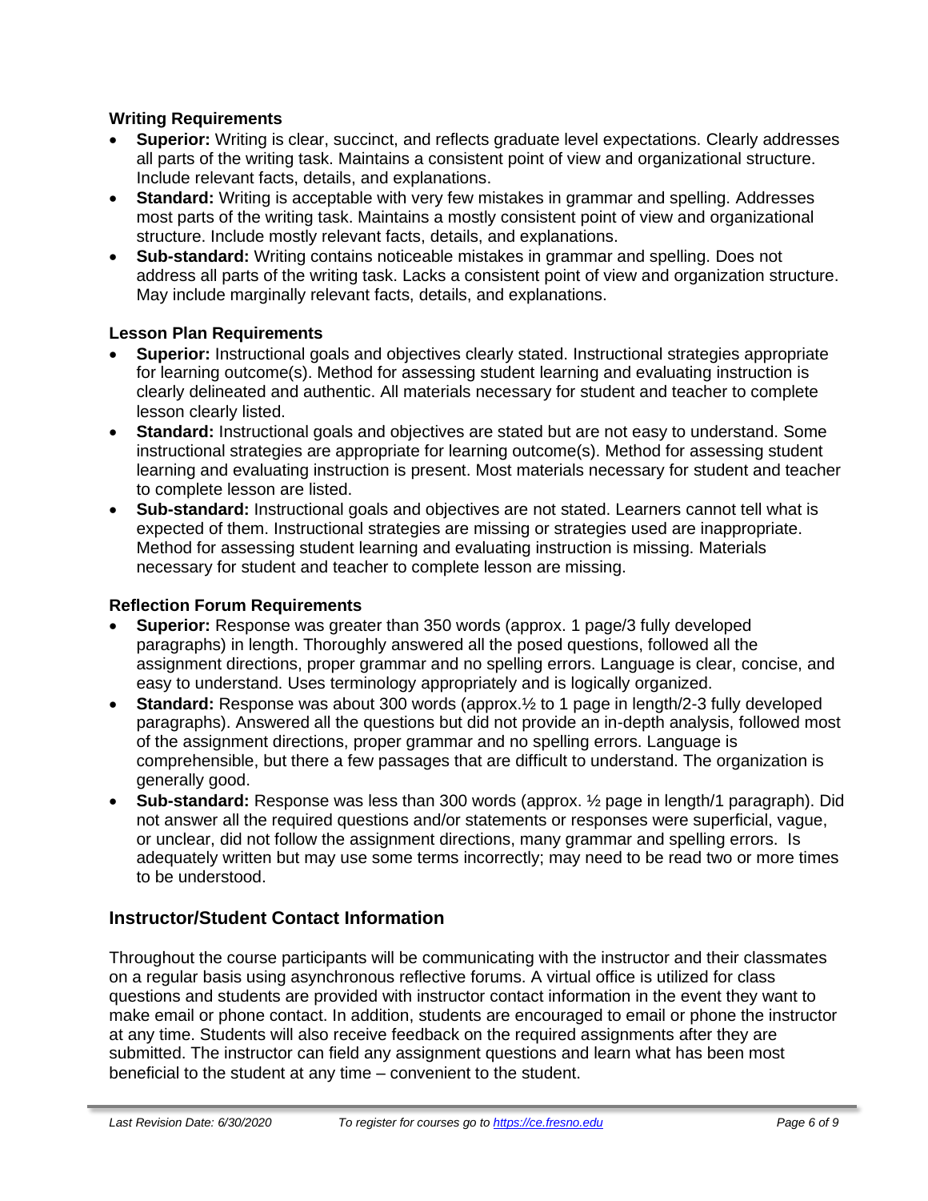### Writing Requirements

- **Superior:** Writing is clear, succinct, and reflects graduate level expectations. Clearly addresses all parts of the writing task. Maintains a consistent point of view and organizational structure. Include relevant facts, details, and explanations.
- **Standard:** Writing is acceptable with very few mistakes in grammar and spelling. Addresses most parts of the writing task. Maintains a mostly consistent point of view and organizational structure. Include mostly relevant facts, details, and explanations.
- **Sub-standard:** Writing contains noticeable mistakes in grammar and spelling. Does not address all parts of the writing task. Lacks a consistent point of view and organization structure. May include marginally relevant facts, details, and explanations.

### Lesson Plan Requirements

- **Superior:** Instructional goals and objectives clearly stated. Instructional strategies appropriate for learning outcome(s). Method for assessing student learning and evaluating instruction is clearly delineated and authentic. All materials necessary for student and teacher to complete lesson clearly listed.
- **Standard:** Instructional goals and objectives are stated but are not easy to understand. Some instructional strategies are appropriate for learning outcome(s). Method for assessing student learning and evaluating instruction is present. Most materials necessary for student and teacher to complete lesson are listed.
- **Sub-standard:** Instructional goals and objectives are not stated. Learners cannot tell what is expected of them. Instructional strategies are missing or strategies used are inappropriate. Method for assessing student learning and evaluating instruction is missing. Materials necessary for student and teacher to complete lesson are missing.

### Reflection Forum Requirements

- **Superior:** Response was greater than 350 words (approx. 1 page/3 fully developed paragraphs) in length. Thoroughly answered all the posed questions, followed all the assignment directions, proper grammar and no spelling errors. Language is clear, concise, and easy to understand. Uses terminology appropriately and is logically organized.
- **Standard:** Response was about 300 words (approx.½ to 1 page in length/2-3 fully developed paragraphs). Answered all the questions but did not provide an in-depth analysis, followed most of the assignment directions, proper grammar and no spelling errors. Language is comprehensible, but there a few passages that are difficult to understand. The organization is generally good.
- **Sub-standard:** Response was less than 300 words (approx. ½ page in length/1 paragraph). Did not answer all the required questions and/or statements or responses were superficial, vague, or unclear, did not follow the assignment directions, many grammar and spelling errors. Is adequately written but may use some terms incorrectly; may need to be read two or more times to be understood.

## Instructor/Student Contact Information

Throughout the course participants will be communicating with the instructor and their classmates on a regular basis using asynchronous reflective forums. A virtual office is utilized for class questions and students are provided with instructor contact information in the event they want to make email or phone contact. In addition, students are encouraged to email or phone the instructor at any time. Students will also receive feedback on the required assignments after they are submitted. The instructor can field any assignment questions and learn what has been most beneficial to the student at any time – convenient to the student.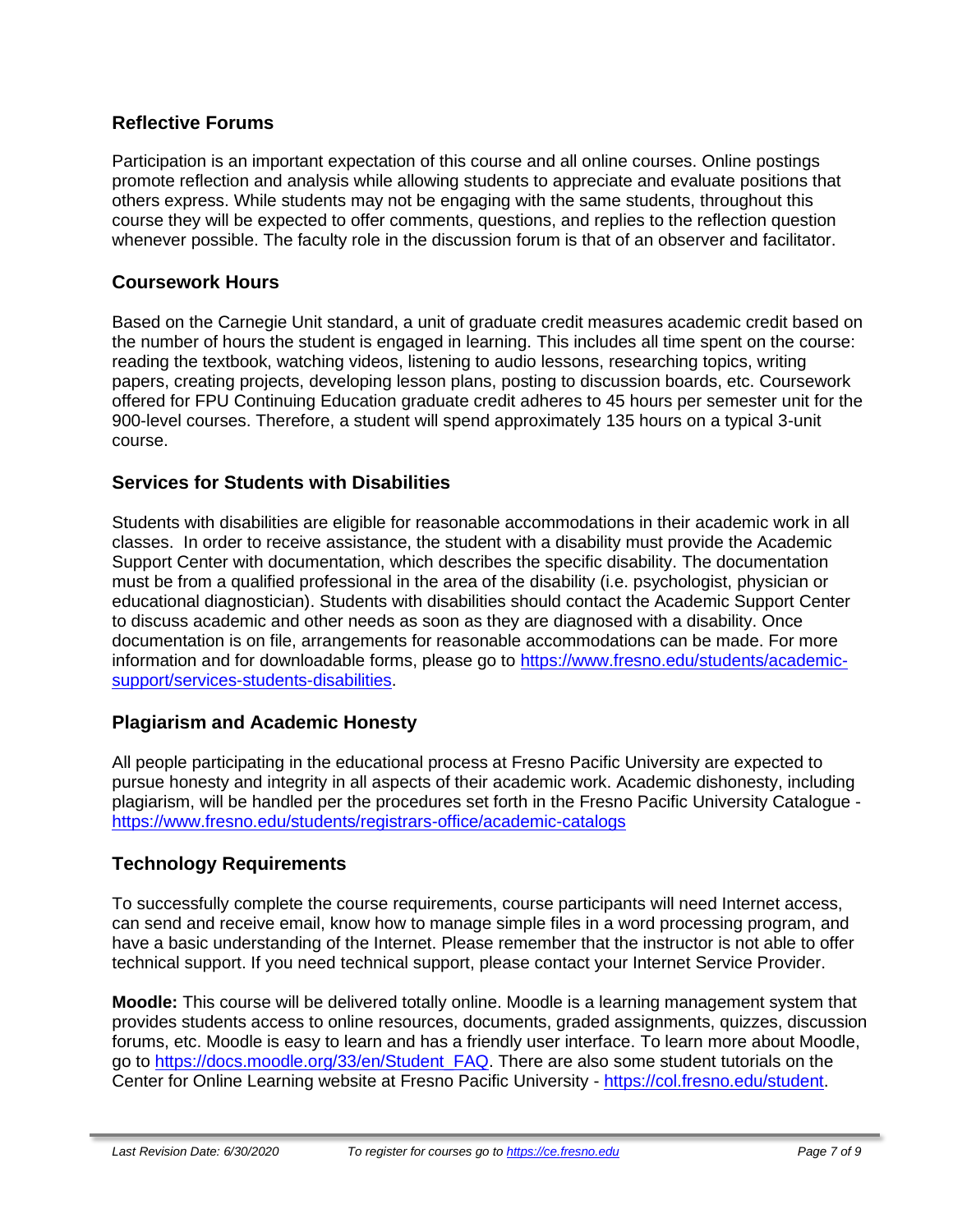## Reflective Forums

Participation is an important expectation of this course and all online courses. Online postings promote reflection and analysis while allowing students to appreciate and evaluate positions that others express. While students may not be engaging with the same students, throughout this course they will be expected to offer comments, questions, and replies to the reflection question whenever possible. The faculty role in the discussion forum is that of an observer and facilitator.

## Coursework Hours

Based on the Carnegie Unit standard, a unit of graduate credit measures academic credit based on the number of hours the student is engaged in learning. This includes all time spent on the course: reading the textbook, watching videos, listening to audio lessons, researching topics, writing papers, creating projects, developing lesson plans, posting to discussion boards, etc. Coursework offered for FPU Continuing Education graduate credit adheres to 45 hours per semester unit for the 900-level courses. Therefore, a student will spend approximately 135 hours on a typical 3-unit course.

## Services for Students with Disabilities

Students with disabilities are eligible for reasonable accommodations in their academic work in all classes. In order to receive assistance, the student with a disability must provide the Academic Support Center with documentation, which describes the specific disability. The documentation must be from a qualified professional in the area of the disability (i.e. psychologist, physician or educational diagnostician). Students with disabilities should contact the Academic Support Center to discuss academic and other needs as soon as they are diagnosed with a disability. Once documentation is on file, arrangements for reasonable accommodations can be made. For more information and for downloadable forms, please go to https://www.fresno.edu/students/academic-support/services-students-disabilities.

## Plagiarism and Academic Honesty

All people participating in the educational process at Fresno Pacific University are expected to pursue honesty and integrity in all aspects of their academic work. Academic dishonesty, including plagiarism, will be handled per the procedures set forth in the Fresno Pacific University Catalogue - https://www.fresno.edu/students/registrars-office/academic-catalogs

## Technology Requirements

To successfully complete the course requirements, course participants will need Internet access, can send and receive email, know how to manage simple files in a word processing program, and have a basic understanding of the Internet. Please remember that the instructor is not able to offer technical support. If you need technical support, please contact your Internet Service Provider.

**Moodle:** This course will be delivered totally online. Moodle is a learning management system that provides students access to online resources, documents, graded assignments, quizzes, discussion forums, etc. Moodle is easy to learn and has a friendly user interface. To learn more about Moodle, go to https://docs.moodle.org/33/en/Student_FAQ. There are also some student tutorials on the Center for Online Learning website at Fresno Pacific University - https://col.fresno.edu/student.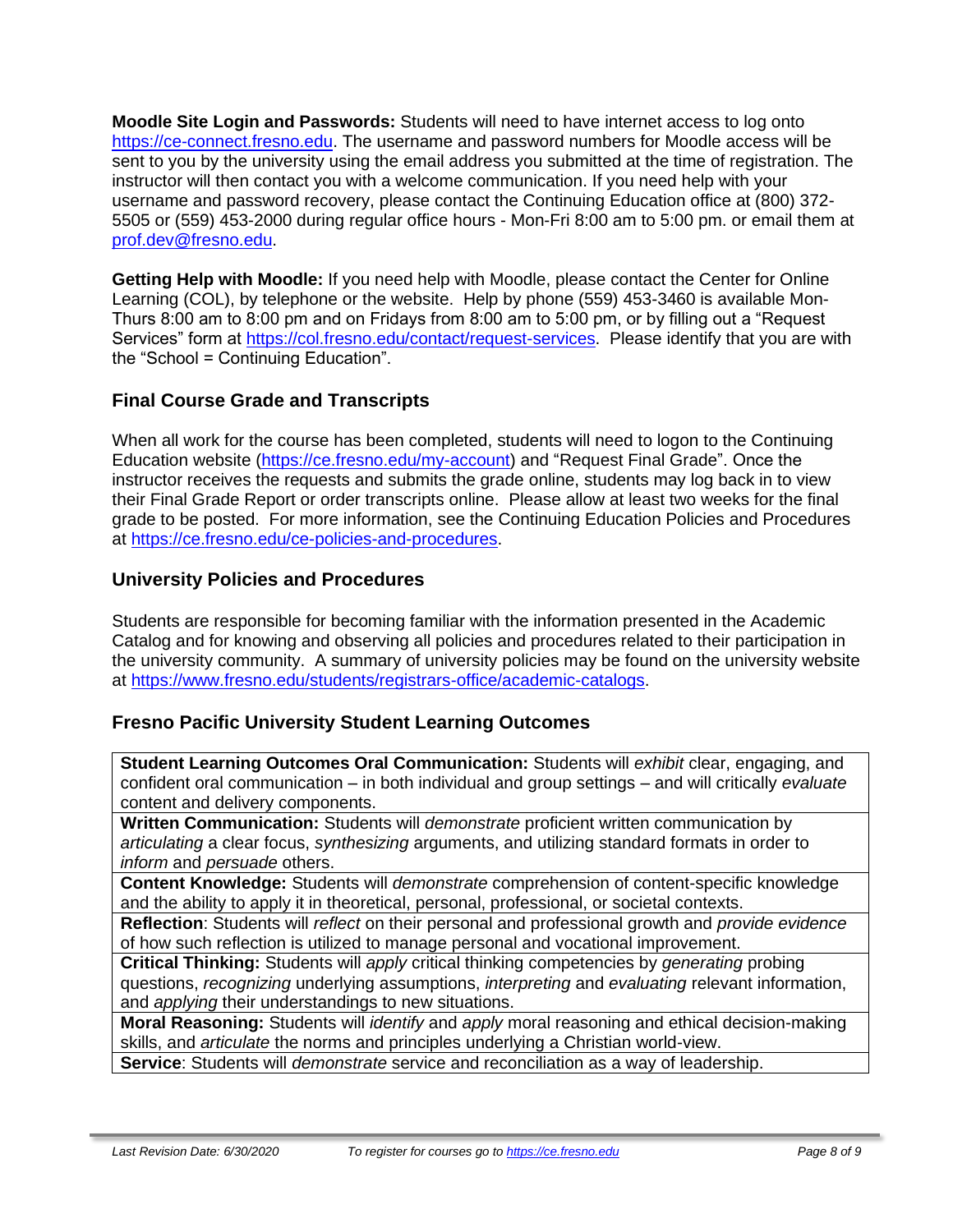**Moodle Site Login and Passwords:** Students will need to have internet access to log onto https://ce-connect.fresno.edu. The username and password numbers for Moodle access will be sent to you by the university using the email address you submitted at the time of registration. The instructor will then contact you with a welcome communication. If you need help with your username and password recovery, please contact the Continuing Education office at (800) 372-5505 or (559) 453-2000 during regular office hours - Mon-Fri 8:00 am to 5:00 pm. or email them at prof.dev@fresno.edu.

**Getting Help with Moodle:** If you need help with Moodle, please contact the Center for Online Learning (COL), by telephone or the website. Help by phone (559) 453-3460 is available Mon-Thurs 8:00 am to 8:00 pm and on Fridays from 8:00 am to 5:00 pm, or by filling out a "Request Services" form at https://col.fresno.edu/contact/request-services. Please identify that you are with the "School = Continuing Education".

## Final Course Grade and Transcripts

When all work for the course has been completed, students will need to logon to the Continuing Education website (https://ce.fresno.edu/my-account) and "Request Final Grade". Once the instructor receives the requests and submits the grade online, students may log back in to view their Final Grade Report or order transcripts online. Please allow at least two weeks for the final grade to be posted. For more information, see the Continuing Education Policies and Procedures at https://ce.fresno.edu/ce-policies-and-procedures.

## University Policies and Procedures

Students are responsible for becoming familiar with the information presented in the Academic Catalog and for knowing and observing all policies and procedures related to their participation in the university community. A summary of university policies may be found on the university website at https://www.fresno.edu/students/registrars-office/academic-catalogs.

## Fresno Pacific University Student Learning Outcomes

| |
|---|
| **Student Learning Outcomes Oral Communication:** Students will *exhibit* clear, engaging, and confident oral communication – in both individual and group settings – and will critically *evaluate* content and delivery components. |
| **Written Communication:** Students will *demonstrate* proficient written communication by *articulating* a clear focus, *synthesizing* arguments, and utilizing standard formats in order to *inform* and *persuade* others. |
| **Content Knowledge:** Students will *demonstrate* comprehension of content-specific knowledge and the ability to apply it in theoretical, personal, professional, or societal contexts. |
| **Reflection**: Students will *reflect* on their personal and professional growth and *provide evidence* of how such reflection is utilized to manage personal and vocational improvement. |
| **Critical Thinking:** Students will *apply* critical thinking competencies by *generating* probing questions, *recognizing* underlying assumptions, *interpreting* and *evaluating* relevant information, and *applying* their understandings to new situations. |
| **Moral Reasoning:** Students will *identify* and *apply* moral reasoning and ethical decision-making skills, and *articulate* the norms and principles underlying a Christian world-view. |
| **Service**: Students will *demonstrate* service and reconciliation as a way of leadership. |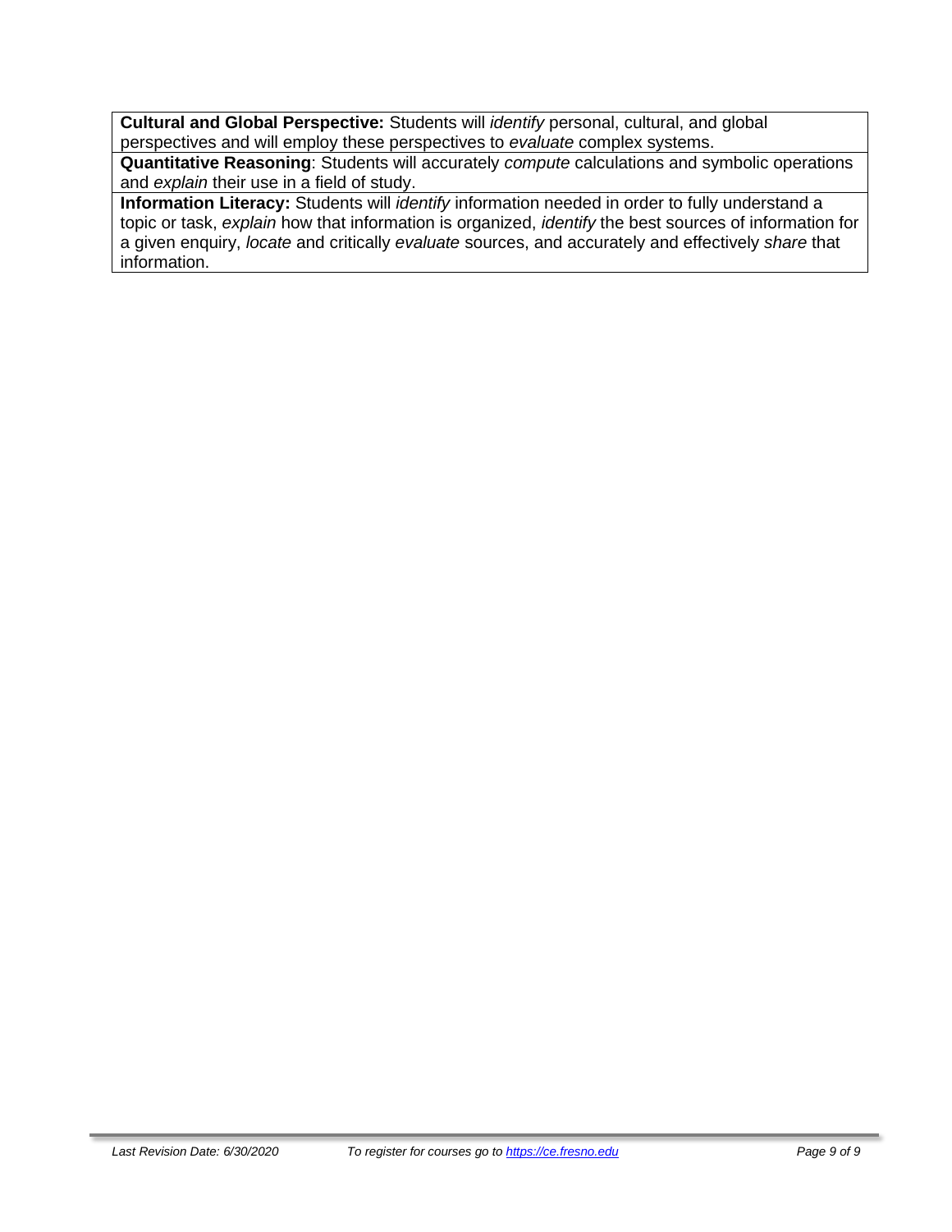| |
| --- |
| **Cultural and Global Perspective:** Students will *identify* personal, cultural, and global perspectives and will employ these perspectives to *evaluate* complex systems. |
| **Quantitative Reasoning**: Students will accurately *compute* calculations and symbolic operations and *explain* their use in a field of study. |
| **Information Literacy:** Students will *identify* information needed in order to fully understand a topic or task, *explain* how that information is organized, *identify* the best sources of information for a given enquiry, *locate* and critically *evaluate* sources, and accurately and effectively *share* that information. |